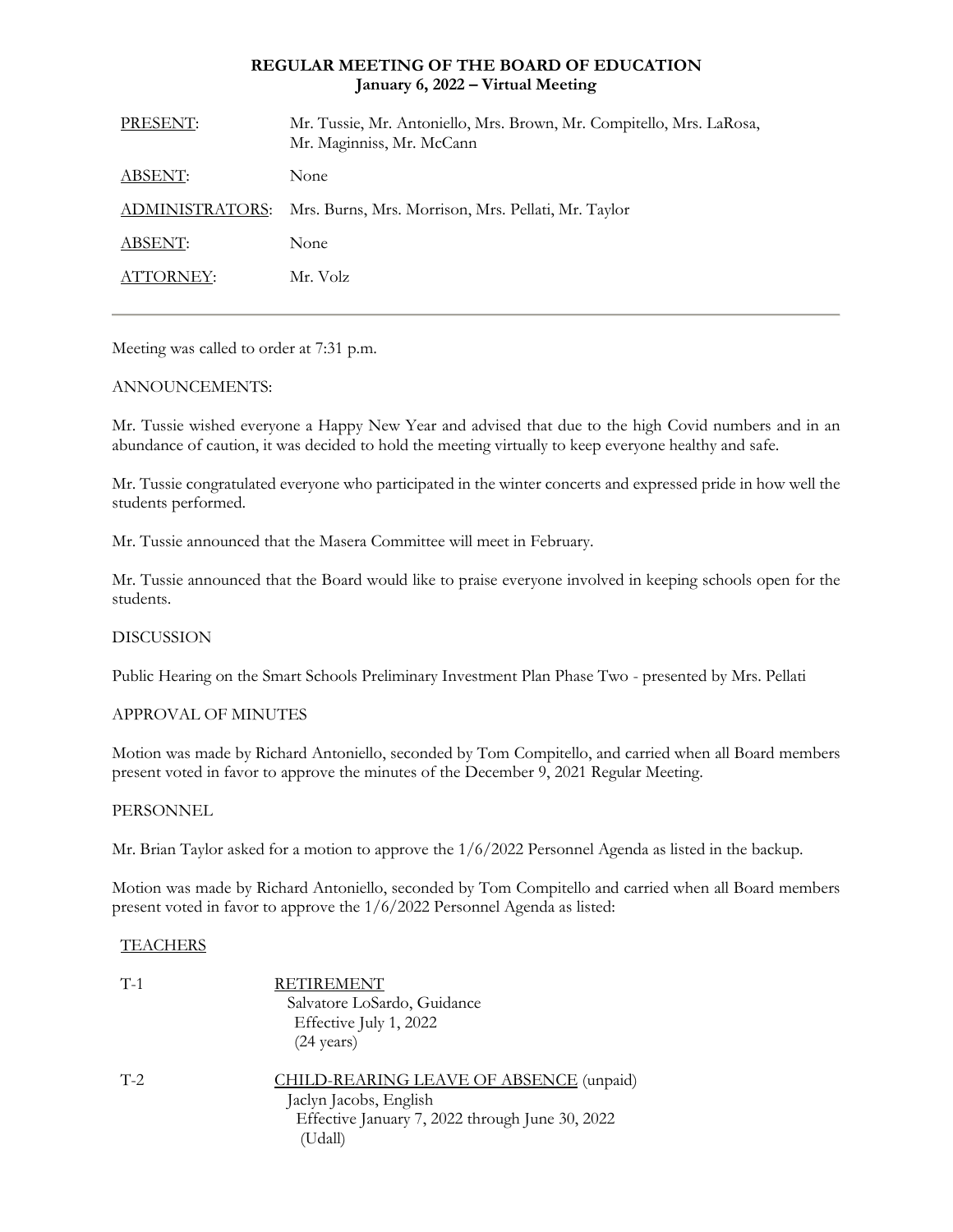# REGULAR MEETING OF THE BOARD OF EDUCATION
## January 6, 2022 – Virtual Meeting

| | |
|---|---|
| PRESENT: | Mr. Tussie, Mr. Antoniello, Mrs. Brown, Mr. Compitello, Mrs. LaRosa, Mr. Maginniss, Mr. McCann |
| ABSENT: | None |
| ADMINISTRATORS: | Mrs. Burns, Mrs. Morrison, Mrs. Pellati, Mr. Taylor |
| ABSENT: | None |
| ATTORNEY: | Mr. Volz |

---

Meeting was called to order at 7:31 p.m.

ANNOUNCEMENTS:

Mr. Tussie wished everyone a Happy New Year and advised that due to the high Covid numbers and in an abundance of caution, it was decided to hold the meeting virtually to keep everyone healthy and safe.

Mr. Tussie congratulated everyone who participated in the winter concerts and expressed pride in how well the students performed.

Mr. Tussie announced that the Masera Committee will meet in February.

Mr. Tussie announced that the Board would like to praise everyone involved in keeping schools open for the students.

DISCUSSION

Public Hearing on the Smart Schools Preliminary Investment Plan Phase Two - presented by Mrs. Pellati

APPROVAL OF MINUTES

Motion was made by Richard Antoniello, seconded by Tom Compitello, and carried when all Board members present voted in favor to approve the minutes of the December 9, 2021 Regular Meeting.

PERSONNEL

Mr. Brian Taylor asked for a motion to approve the 1/6/2022 Personnel Agenda as listed in the backup.

Motion was made by Richard Antoniello, seconded by Tom Compitello and carried when all Board members present voted in favor to approve the 1/6/2022 Personnel Agenda as listed:

TEACHERS

T-1 RETIREMENT
Salvatore LoSardo, Guidance
Effective July 1, 2022
(24 years)

T-2 CHILD-REARING LEAVE OF ABSENCE (unpaid)
Jaclyn Jacobs, English
Effective January 7, 2022 through June 30, 2022
(Udall)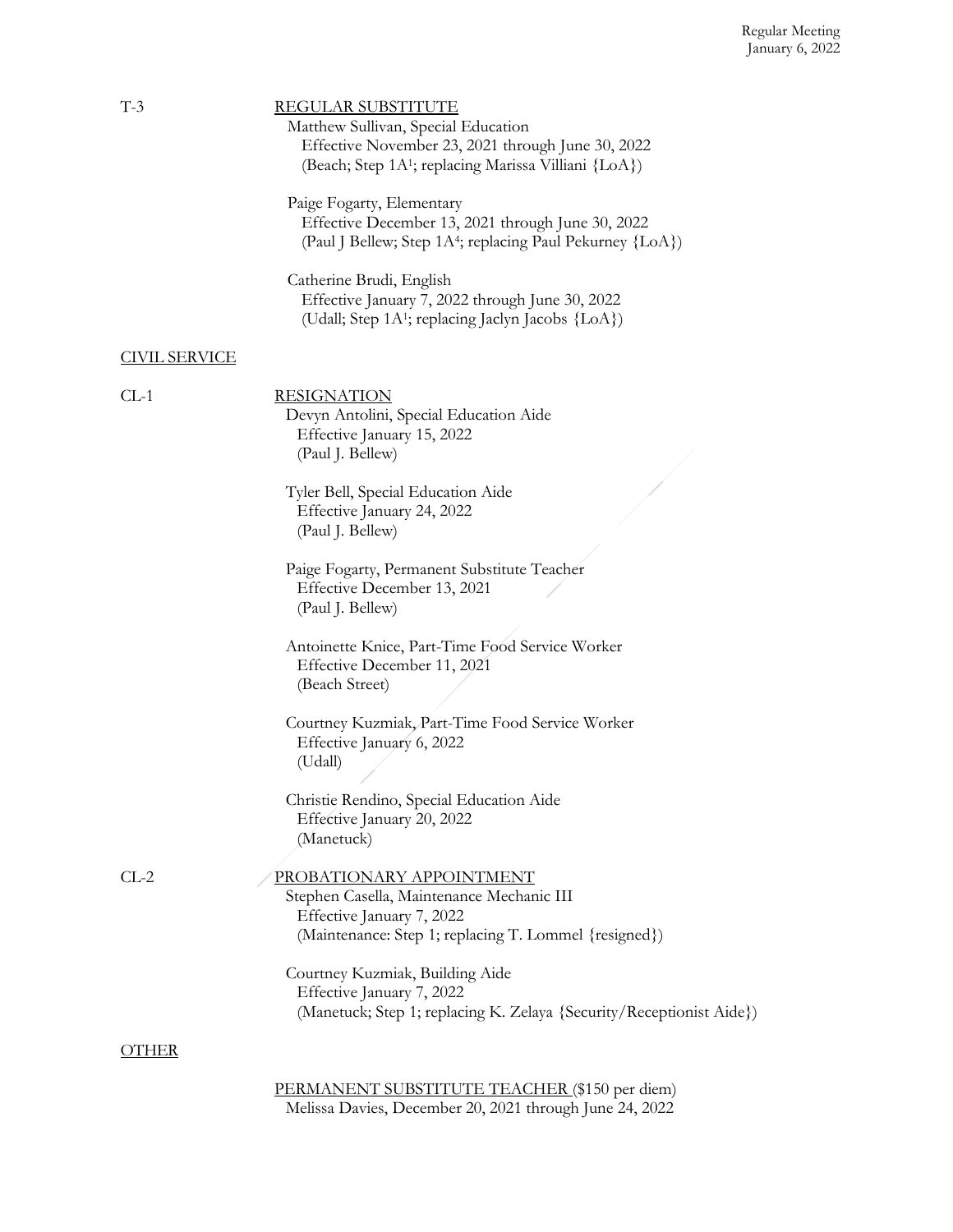T-3 REGULAR SUBSTITUTE

Matthew Sullivan, Special Education
Effective November 23, 2021 through June 30, 2022
(Beach; Step 1A[1]; replacing Marissa Villiani {LoA})

Paige Fogarty, Elementary
Effective December 13, 2021 through June 30, 2022
(Paul J Bellew; Step 1A[4]; replacing Paul Pekurney {LoA})

Catherine Brudi, English
Effective January 7, 2022 through June 30, 2022
(Udall; Step 1A[1]; replacing Jaclyn Jacobs {LoA})

## CIVIL SERVICE

CL-1 RESIGNATION

Devyn Antolini, Special Education Aide
Effective January 15, 2022
(Paul J. Bellew)

Tyler Bell, Special Education Aide
Effective January 24, 2022
(Paul J. Bellew)

Paige Fogarty, Permanent Substitute Teacher
Effective December 13, 2021
(Paul J. Bellew)

Antoinette Knice, Part-Time Food Service Worker
Effective December 11, 2021
(Beach Street)

Courtney Kuzmiak, Part-Time Food Service Worker
Effective January 6, 2022
(Udall)

Christie Rendino, Special Education Aide
Effective January 20, 2022
(Manetuck)

CL-2 PROBATIONARY APPOINTMENT

Stephen Casella, Maintenance Mechanic III
Effective January 7, 2022
(Maintenance: Step 1; replacing T. Lommel {resigned})

Courtney Kuzmiak, Building Aide
Effective January 7, 2022
(Manetuck; Step 1; replacing K. Zelaya {Security/Receptionist Aide})

## OTHER

PERMANENT SUBSTITUTE TEACHER ($150 per diem)
Melissa Davies, December 20, 2021 through June 24, 2022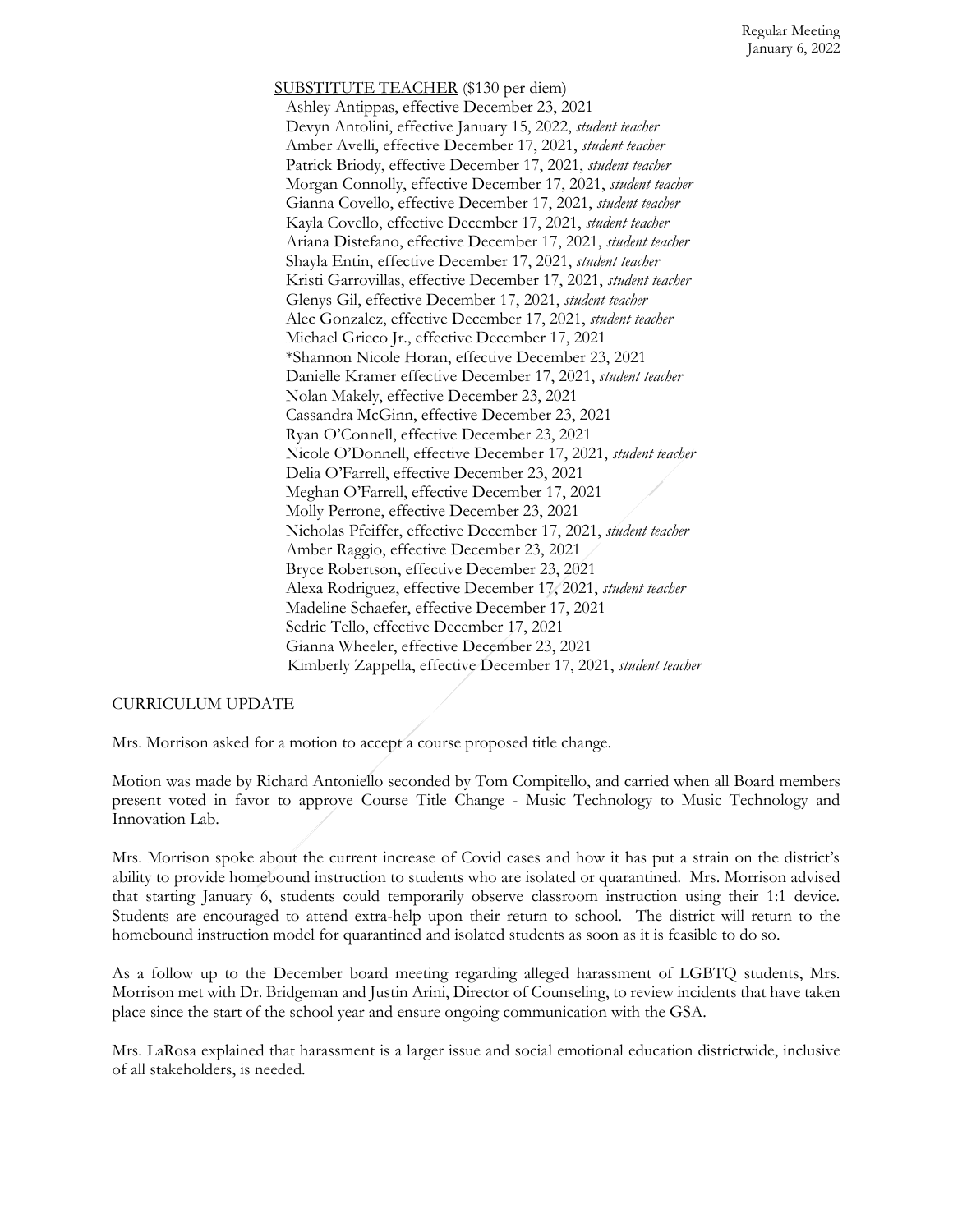SUBSTITUTE TEACHER ($130 per diem)

Ashley Antippas, effective December 23, 2021
Devyn Antolini, effective January 15, 2022, *student teacher*
Amber Avelli, effective December 17, 2021, *student teacher*
Patrick Briody, effective December 17, 2021, *student teacher*
Morgan Connolly, effective December 17, 2021, *student teacher*
Gianna Covello, effective December 17, 2021, *student teacher*
Kayla Covello, effective December 17, 2021, *student teacher*
Ariana Distefano, effective December 17, 2021, *student teacher*
Shayla Entin, effective December 17, 2021, *student teacher*
Kristi Garrovillas, effective December 17, 2021, *student teacher*
Glenys Gil, effective December 17, 2021, *student teacher*
Alec Gonzalez, effective December 17, 2021, *student teacher*
Michael Grieco Jr., effective December 17, 2021
*Shannon Nicole Horan, effective December 23, 2021
Danielle Kramer effective December 17, 2021, *student teacher*
Nolan Makely, effective December 23, 2021
Cassandra McGinn, effective December 23, 2021
Ryan O'Connell, effective December 23, 2021
Nicole O'Donnell, effective December 17, 2021, *student teacher*
Delia O'Farrell, effective December 23, 2021
Meghan O'Farrell, effective December 17, 2021
Molly Perrone, effective December 23, 2021
Nicholas Pfeiffer, effective December 17, 2021, *student teacher*
Amber Raggio, effective December 23, 2021
Bryce Robertson, effective December 23, 2021
Alexa Rodriguez, effective December 17, 2021, *student teacher*
Madeline Schaefer, effective December 17, 2021
Sedric Tello, effective December 17, 2021
Gianna Wheeler, effective December 23, 2021
Kimberly Zappella, effective December 17, 2021, *student teacher*

CURRICULUM UPDATE

Mrs. Morrison asked for a motion to accept a course proposed title change.

Motion was made by Richard Antoniello seconded by Tom Compitello, and carried when all Board members present voted in favor to approve Course Title Change - Music Technology to Music Technology and Innovation Lab.

Mrs. Morrison spoke about the current increase of Covid cases and how it has put a strain on the district's ability to provide homebound instruction to students who are isolated or quarantined. Mrs. Morrison advised that starting January 6, students could temporarily observe classroom instruction using their 1:1 device. Students are encouraged to attend extra-help upon their return to school. The district will return to the homebound instruction model for quarantined and isolated students as soon as it is feasible to do so.

As a follow up to the December board meeting regarding alleged harassment of LGBTQ students, Mrs. Morrison met with Dr. Bridgeman and Justin Arini, Director of Counseling, to review incidents that have taken place since the start of the school year and ensure ongoing communication with the GSA.

Mrs. LaRosa explained that harassment is a larger issue and social emotional education districtwide, inclusive of all stakeholders, is needed.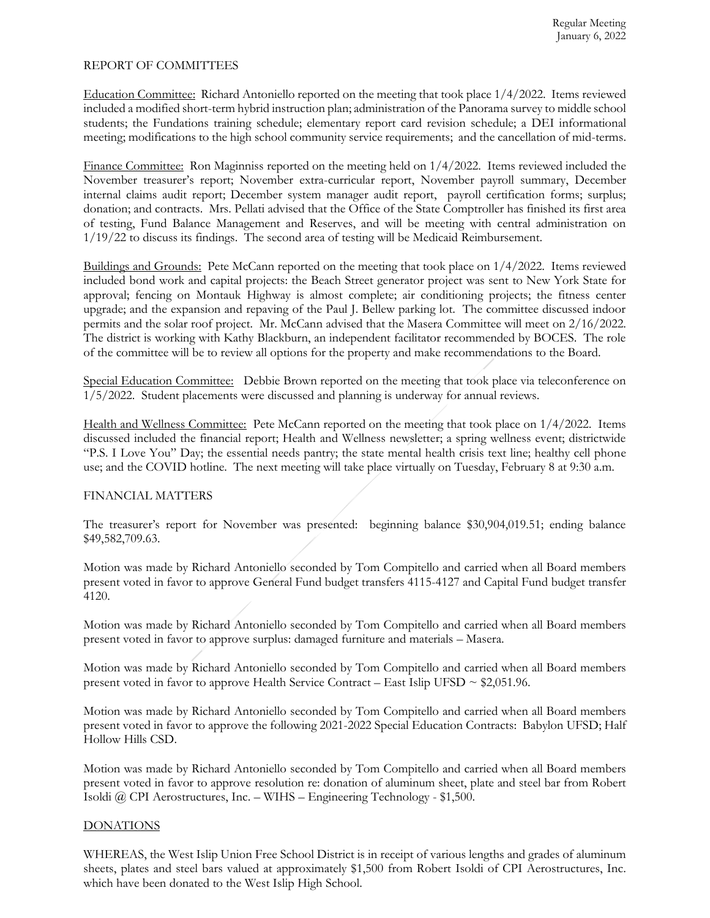## REPORT OF COMMITTEES

Education Committee: Richard Antoniello reported on the meeting that took place 1/4/2022. Items reviewed included a modified short-term hybrid instruction plan; administration of the Panorama survey to middle school students; the Fundations training schedule; elementary report card revision schedule; a DEI informational meeting; modifications to the high school community service requirements; and the cancellation of mid-terms.

Finance Committee: Ron Maginniss reported on the meeting held on 1/4/2022. Items reviewed included the November treasurer's report; November extra-curricular report, November payroll summary, December internal claims audit report; December system manager audit report, payroll certification forms; surplus; donation; and contracts. Mrs. Pellati advised that the Office of the State Comptroller has finished its first area of testing, Fund Balance Management and Reserves, and will be meeting with central administration on 1/19/22 to discuss its findings. The second area of testing will be Medicaid Reimbursement.

Buildings and Grounds: Pete McCann reported on the meeting that took place on 1/4/2022. Items reviewed included bond work and capital projects: the Beach Street generator project was sent to New York State for approval; fencing on Montauk Highway is almost complete; air conditioning projects; the fitness center upgrade; and the expansion and repaving of the Paul J. Bellew parking lot. The committee discussed indoor permits and the solar roof project. Mr. McCann advised that the Masera Committee will meet on 2/16/2022. The district is working with Kathy Blackburn, an independent facilitator recommended by BOCES. The role of the committee will be to review all options for the property and make recommendations to the Board.

Special Education Committee: Debbie Brown reported on the meeting that took place via teleconference on 1/5/2022. Student placements were discussed and planning is underway for annual reviews.

Health and Wellness Committee: Pete McCann reported on the meeting that took place on 1/4/2022. Items discussed included the financial report; Health and Wellness newsletter; a spring wellness event; districtwide "P.S. I Love You" Day; the essential needs pantry; the state mental health crisis text line; healthy cell phone use; and the COVID hotline. The next meeting will take place virtually on Tuesday, February 8 at 9:30 a.m.

## FINANCIAL MATTERS

The treasurer's report for November was presented: beginning balance $30,904,019.51; ending balance $49,582,709.63.

Motion was made by Richard Antoniello seconded by Tom Compitello and carried when all Board members present voted in favor to approve General Fund budget transfers 4115-4127 and Capital Fund budget transfer 4120.

Motion was made by Richard Antoniello seconded by Tom Compitello and carried when all Board members present voted in favor to approve surplus: damaged furniture and materials – Masera.

Motion was made by Richard Antoniello seconded by Tom Compitello and carried when all Board members present voted in favor to approve Health Service Contract – East Islip UFSD ~ $2,051.96.

Motion was made by Richard Antoniello seconded by Tom Compitello and carried when all Board members present voted in favor to approve the following 2021-2022 Special Education Contracts: Babylon UFSD; Half Hollow Hills CSD.

Motion was made by Richard Antoniello seconded by Tom Compitello and carried when all Board members present voted in favor to approve resolution re: donation of aluminum sheet, plate and steel bar from Robert Isoldi @ CPI Aerostructures, Inc. – WIHS – Engineering Technology - $1,500.

## DONATIONS

WHEREAS, the West Islip Union Free School District is in receipt of various lengths and grades of aluminum sheets, plates and steel bars valued at approximately $1,500 from Robert Isoldi of CPI Aerostructures, Inc. which have been donated to the West Islip High School.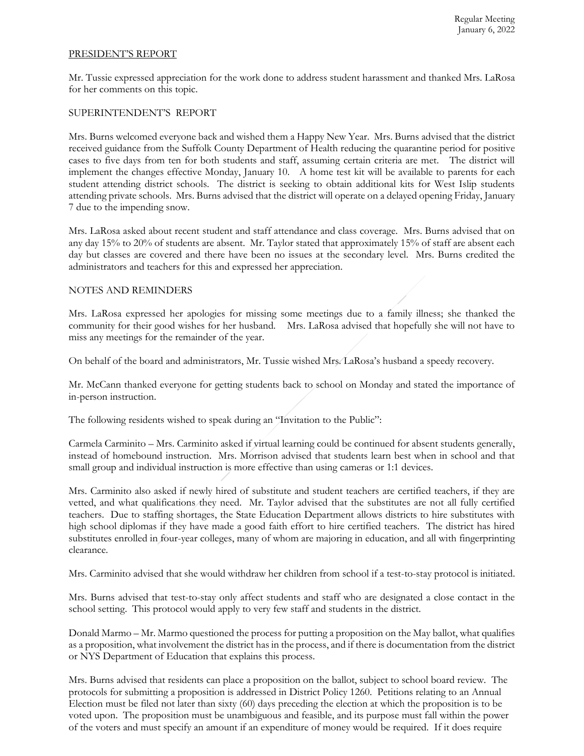PRESIDENT'S REPORT

Mr. Tussie expressed appreciation for the work done to address student harassment and thanked Mrs. LaRosa for her comments on this topic.

SUPERINTENDENT'S REPORT

Mrs. Burns welcomed everyone back and wished them a Happy New Year. Mrs. Burns advised that the district received guidance from the Suffolk County Department of Health reducing the quarantine period for positive cases to five days from ten for both students and staff, assuming certain criteria are met. The district will implement the changes effective Monday, January 10. A home test kit will be available to parents for each student attending district schools. The district is seeking to obtain additional kits for West Islip students attending private schools. Mrs. Burns advised that the district will operate on a delayed opening Friday, January 7 due to the impending snow.

Mrs. LaRosa asked about recent student and staff attendance and class coverage. Mrs. Burns advised that on any day 15% to 20% of students are absent. Mr. Taylor stated that approximately 15% of staff are absent each day but classes are covered and there have been no issues at the secondary level. Mrs. Burns credited the administrators and teachers for this and expressed her appreciation.

NOTES AND REMINDERS

Mrs. LaRosa expressed her apologies for missing some meetings due to a family illness; she thanked the community for their good wishes for her husband. Mrs. LaRosa advised that hopefully she will not have to miss any meetings for the remainder of the year.

On behalf of the board and administrators, Mr. Tussie wished Mrs. LaRosa's husband a speedy recovery.

Mr. McCann thanked everyone for getting students back to school on Monday and stated the importance of in-person instruction.

The following residents wished to speak during an "Invitation to the Public":

Carmela Carminito – Mrs. Carminito asked if virtual learning could be continued for absent students generally, instead of homebound instruction. Mrs. Morrison advised that students learn best when in school and that small group and individual instruction is more effective than using cameras or 1:1 devices.

Mrs. Carminito also asked if newly hired of substitute and student teachers are certified teachers, if they are vetted, and what qualifications they need. Mr. Taylor advised that the substitutes are not all fully certified teachers. Due to staffing shortages, the State Education Department allows districts to hire substitutes with high school diplomas if they have made a good faith effort to hire certified teachers. The district has hired substitutes enrolled in four-year colleges, many of whom are majoring in education, and all with fingerprinting clearance.

Mrs. Carminito advised that she would withdraw her children from school if a test-to-stay protocol is initiated.

Mrs. Burns advised that test-to-stay only affect students and staff who are designated a close contact in the school setting. This protocol would apply to very few staff and students in the district.

Donald Marmo – Mr. Marmo questioned the process for putting a proposition on the May ballot, what qualifies as a proposition, what involvement the district has in the process, and if there is documentation from the district or NYS Department of Education that explains this process.

Mrs. Burns advised that residents can place a proposition on the ballot, subject to school board review. The protocols for submitting a proposition is addressed in District Policy 1260. Petitions relating to an Annual Election must be filed not later than sixty (60) days preceding the election at which the proposition is to be voted upon. The proposition must be unambiguous and feasible, and its purpose must fall within the power of the voters and must specify an amount if an expenditure of money would be required. If it does require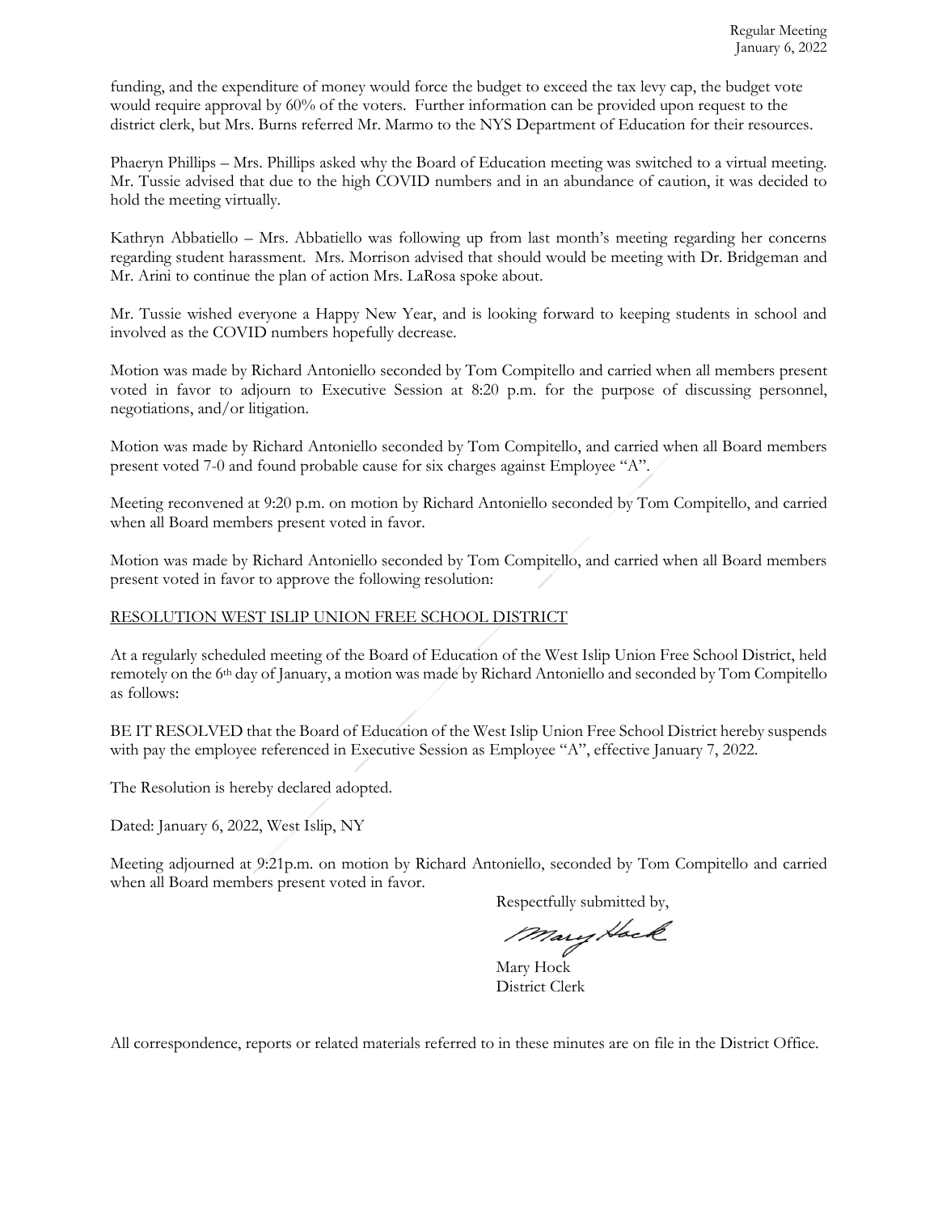funding, and the expenditure of money would force the budget to exceed the tax levy cap, the budget vote would require approval by 60% of the voters. Further information can be provided upon request to the district clerk, but Mrs. Burns referred Mr. Marmo to the NYS Department of Education for their resources.

Phaeryn Phillips – Mrs. Phillips asked why the Board of Education meeting was switched to a virtual meeting. Mr. Tussie advised that due to the high COVID numbers and in an abundance of caution, it was decided to hold the meeting virtually.

Kathryn Abbatiello – Mrs. Abbatiello was following up from last month's meeting regarding her concerns regarding student harassment. Mrs. Morrison advised that should would be meeting with Dr. Bridgeman and Mr. Arini to continue the plan of action Mrs. LaRosa spoke about.

Mr. Tussie wished everyone a Happy New Year, and is looking forward to keeping students in school and involved as the COVID numbers hopefully decrease.

Motion was made by Richard Antoniello seconded by Tom Compitello and carried when all members present voted in favor to adjourn to Executive Session at 8:20 p.m. for the purpose of discussing personnel, negotiations, and/or litigation.

Motion was made by Richard Antoniello seconded by Tom Compitello, and carried when all Board members present voted 7-0 and found probable cause for six charges against Employee "A".

Meeting reconvened at 9:20 p.m. on motion by Richard Antoniello seconded by Tom Compitello, and carried when all Board members present voted in favor.

Motion was made by Richard Antoniello seconded by Tom Compitello, and carried when all Board members present voted in favor to approve the following resolution:

RESOLUTION WEST ISLIP UNION FREE SCHOOL DISTRICT

At a regularly scheduled meeting of the Board of Education of the West Islip Union Free School District, held remotely on the 6th day of January, a motion was made by Richard Antoniello and seconded by Tom Compitello as follows:

BE IT RESOLVED that the Board of Education of the West Islip Union Free School District hereby suspends with pay the employee referenced in Executive Session as Employee "A", effective January 7, 2022.

The Resolution is hereby declared adopted.

Dated: January 6, 2022, West Islip, NY

Meeting adjourned at 9:21p.m. on motion by Richard Antoniello, seconded by Tom Compitello and carried when all Board members present voted in favor.

Respectfully submitted by,

Mary Hock
District Clerk

All correspondence, reports or related materials referred to in these minutes are on file in the District Office.